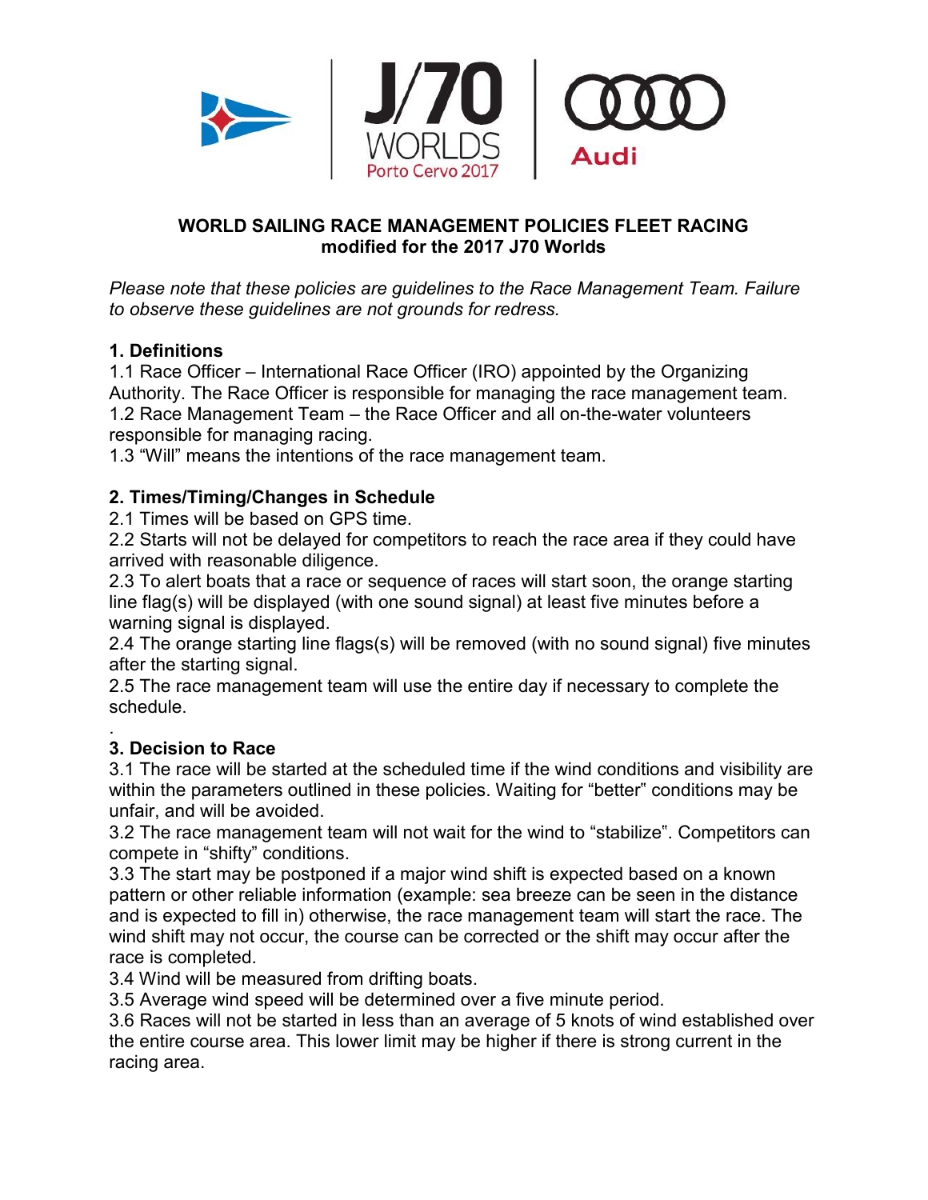**WORLD SAILING RACE MANAGEMENT POLICIES FLEET RACING**
**modified for the 2017 J70 Worlds**

*Please note that these policies are guidelines to the Race Management Team. Failure to observe these guidelines are not grounds for redress.*

**1. Definitions**

1.1 Race Officer – International Race Officer (IRO) appointed by the Organizing Authority. The Race Officer is responsible for managing the race management team.
1.2 Race Management Team – the Race Officer and all on-the-water volunteers responsible for managing racing.
1.3 "Will" means the intentions of the race management team.

**2. Times/Timing/Changes in Schedule**

2.1 Times will be based on GPS time.
2.2 Starts will not be delayed for competitors to reach the race area if they could have arrived with reasonable diligence.
2.3 To alert boats that a race or sequence of races will start soon, the orange starting line flag(s) will be displayed (with one sound signal) at least five minutes before a warning signal is displayed.
2.4 The orange starting line flags(s) will be removed (with no sound signal) five minutes after the starting signal.
2.5 The race management team will use the entire day if necessary to complete the schedule.

.

**3. Decision to Race**

3.1 The race will be started at the scheduled time if the wind conditions and visibility are within the parameters outlined in these policies. Waiting for "better" conditions may be unfair, and will be avoided.
3.2 The race management team will not wait for the wind to "stabilize". Competitors can compete in "shifty" conditions.
3.3 The start may be postponed if a major wind shift is expected based on a known pattern or other reliable information (example: sea breeze can be seen in the distance and is expected to fill in) otherwise, the race management team will start the race. The wind shift may not occur, the course can be corrected or the shift may occur after the race is completed.
3.4 Wind will be measured from drifting boats.
3.5 Average wind speed will be determined over a five minute period.
3.6 Races will not be started in less than an average of 5 knots of wind established over the entire course area. This lower limit may be higher if there is strong current in the racing area.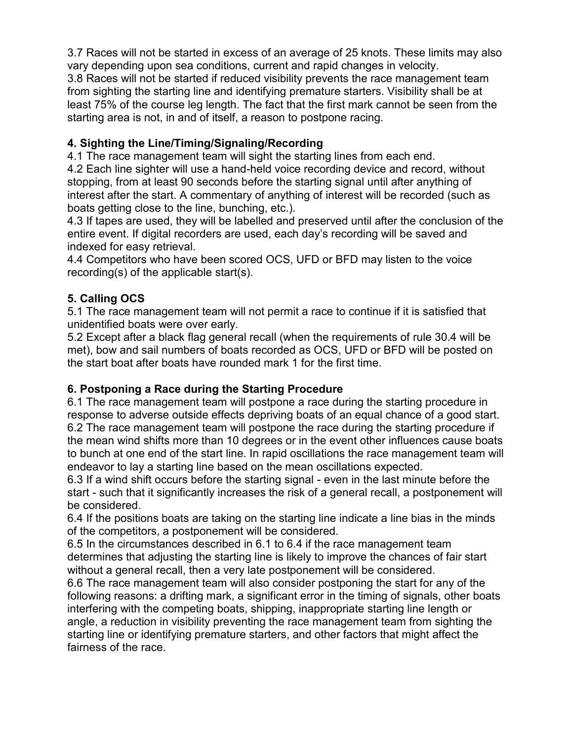3.7 Races will not be started in excess of an average of 25 knots. These limits may also vary depending upon sea conditions, current and rapid changes in velocity.
3.8 Races will not be started if reduced visibility prevents the race management team from sighting the starting line and identifying premature starters. Visibility shall be at least 75% of the course leg length. The fact that the first mark cannot be seen from the starting area is not, in and of itself, a reason to postpone racing.

## 4. Sighting the Line/Timing/Signaling/Recording

4.1 The race management team will sight the starting lines from each end.
4.2 Each line sighter will use a hand-held voice recording device and record, without stopping, from at least 90 seconds before the starting signal until after anything of interest after the start. A commentary of anything of interest will be recorded (such as boats getting close to the line, bunching, etc.).
4.3 If tapes are used, they will be labelled and preserved until after the conclusion of the entire event. If digital recorders are used, each day's recording will be saved and indexed for easy retrieval.
4.4 Competitors who have been scored OCS, UFD or BFD may listen to the voice recording(s) of the applicable start(s).

## 5. Calling OCS

5.1 The race management team will not permit a race to continue if it is satisfied that unidentified boats were over early.
5.2 Except after a black flag general recall (when the requirements of rule 30.4 will be met), bow and sail numbers of boats recorded as OCS, UFD or BFD will be posted on the start boat after boats have rounded mark 1 for the first time.

## 6. Postponing a Race during the Starting Procedure

6.1 The race management team will postpone a race during the starting procedure in response to adverse outside effects depriving boats of an equal chance of a good start.
6.2 The race management team will postpone the race during the starting procedure if the mean wind shifts more than 10 degrees or in the event other influences cause boats to bunch at one end of the start line. In rapid oscillations the race management team will endeavor to lay a starting line based on the mean oscillations expected.
6.3 If a wind shift occurs before the starting signal - even in the last minute before the start - such that it significantly increases the risk of a general recall, a postponement will be considered.
6.4 If the positions boats are taking on the starting line indicate a line bias in the minds of the competitors, a postponement will be considered.
6.5 In the circumstances described in 6.1 to 6.4 if the race management team determines that adjusting the starting line is likely to improve the chances of fair start without a general recall, then a very late postponement will be considered.
6.6 The race management team will also consider postponing the start for any of the following reasons: a drifting mark, a significant error in the timing of signals, other boats interfering with the competing boats, shipping, inappropriate starting line length or angle, a reduction in visibility preventing the race management team from sighting the starting line or identifying premature starters, and other factors that might affect the fairness of the race.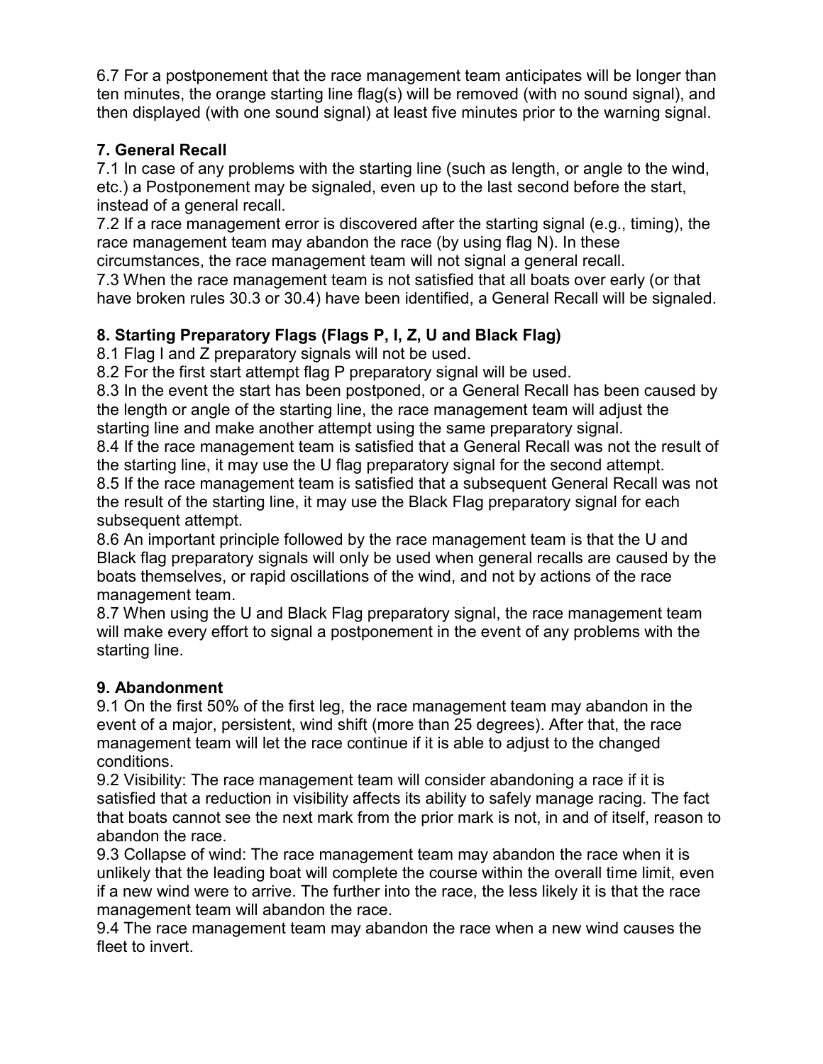6.7 For a postponement that the race management team anticipates will be longer than ten minutes, the orange starting line flag(s) will be removed (with no sound signal), and then displayed (with one sound signal) at least five minutes prior to the warning signal.

## 7. General Recall

7.1 In case of any problems with the starting line (such as length, or angle to the wind, etc.) a Postponement may be signaled, even up to the last second before the start, instead of a general recall.
7.2 If a race management error is discovered after the starting signal (e.g., timing), the race management team may abandon the race (by using flag N). In these circumstances, the race management team will not signal a general recall.
7.3 When the race management team is not satisfied that all boats over early (or that have broken rules 30.3 or 30.4) have been identified, a General Recall will be signaled.

## 8. Starting Preparatory Flags (Flags P, I, Z, U and Black Flag)

8.1 Flag I and Z preparatory signals will not be used.
8.2 For the first start attempt flag P preparatory signal will be used.
8.3 In the event the start has been postponed, or a General Recall has been caused by the length or angle of the starting line, the race management team will adjust the starting line and make another attempt using the same preparatory signal.
8.4 If the race management team is satisfied that a General Recall was not the result of the starting line, it may use the U flag preparatory signal for the second attempt.
8.5 If the race management team is satisfied that a subsequent General Recall was not the result of the starting line, it may use the Black Flag preparatory signal for each subsequent attempt.
8.6 An important principle followed by the race management team is that the U and Black flag preparatory signals will only be used when general recalls are caused by the boats themselves, or rapid oscillations of the wind, and not by actions of the race management team.
8.7 When using the U and Black Flag preparatory signal, the race management team will make every effort to signal a postponement in the event of any problems with the starting line.

## 9. Abandonment

9.1 On the first 50% of the first leg, the race management team may abandon in the event of a major, persistent, wind shift (more than 25 degrees). After that, the race management team will let the race continue if it is able to adjust to the changed conditions.
9.2 Visibility: The race management team will consider abandoning a race if it is satisfied that a reduction in visibility affects its ability to safely manage racing. The fact that boats cannot see the next mark from the prior mark is not, in and of itself, reason to abandon the race.
9.3 Collapse of wind: The race management team may abandon the race when it is unlikely that the leading boat will complete the course within the overall time limit, even if a new wind were to arrive. The further into the race, the less likely it is that the race management team will abandon the race.
9.4 The race management team may abandon the race when a new wind causes the fleet to invert.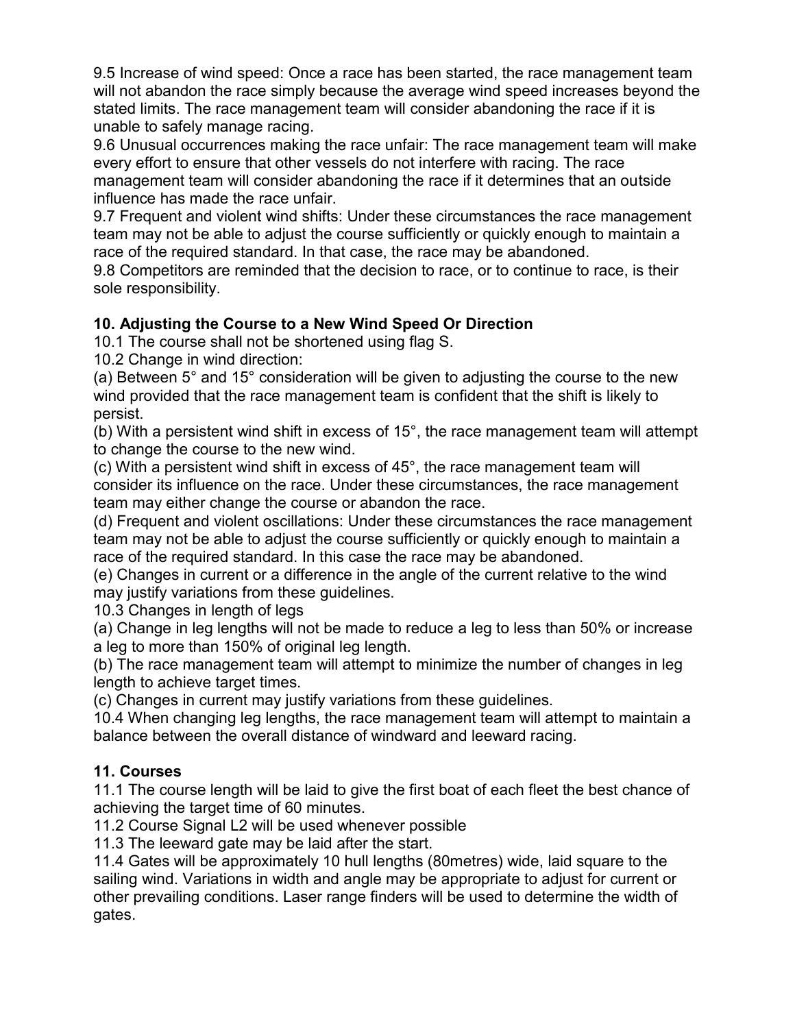9.5 Increase of wind speed: Once a race has been started, the race management team will not abandon the race simply because the average wind speed increases beyond the stated limits. The race management team will consider abandoning the race if it is unable to safely manage racing.

9.6 Unusual occurrences making the race unfair: The race management team will make every effort to ensure that other vessels do not interfere with racing. The race management team will consider abandoning the race if it determines that an outside influence has made the race unfair.

9.7 Frequent and violent wind shifts: Under these circumstances the race management team may not be able to adjust the course sufficiently or quickly enough to maintain a race of the required standard. In that case, the race may be abandoned.

9.8 Competitors are reminded that the decision to race, or to continue to race, is their sole responsibility.

## 10. Adjusting the Course to a New Wind Speed Or Direction

10.1 The course shall not be shortened using flag S.

10.2 Change in wind direction:

(a) Between 5° and 15° consideration will be given to adjusting the course to the new wind provided that the race management team is confident that the shift is likely to persist.

(b) With a persistent wind shift in excess of 15°, the race management team will attempt to change the course to the new wind.

(c) With a persistent wind shift in excess of 45°, the race management team will consider its influence on the race. Under these circumstances, the race management team may either change the course or abandon the race.

(d) Frequent and violent oscillations: Under these circumstances the race management team may not be able to adjust the course sufficiently or quickly enough to maintain a race of the required standard. In this case the race may be abandoned.

(e) Changes in current or a difference in the angle of the current relative to the wind may justify variations from these guidelines.

10.3 Changes in length of legs

(a) Change in leg lengths will not be made to reduce a leg to less than 50% or increase a leg to more than 150% of original leg length.

(b) The race management team will attempt to minimize the number of changes in leg length to achieve target times.

(c) Changes in current may justify variations from these guidelines.

10.4 When changing leg lengths, the race management team will attempt to maintain a balance between the overall distance of windward and leeward racing.

## 11. Courses

11.1 The course length will be laid to give the first boat of each fleet the best chance of achieving the target time of 60 minutes.

11.2 Course Signal L2 will be used whenever possible

11.3 The leeward gate may be laid after the start.

11.4 Gates will be approximately 10 hull lengths (80metres) wide, laid square to the sailing wind. Variations in width and angle may be appropriate to adjust for current or other prevailing conditions. Laser range finders will be used to determine the width of gates.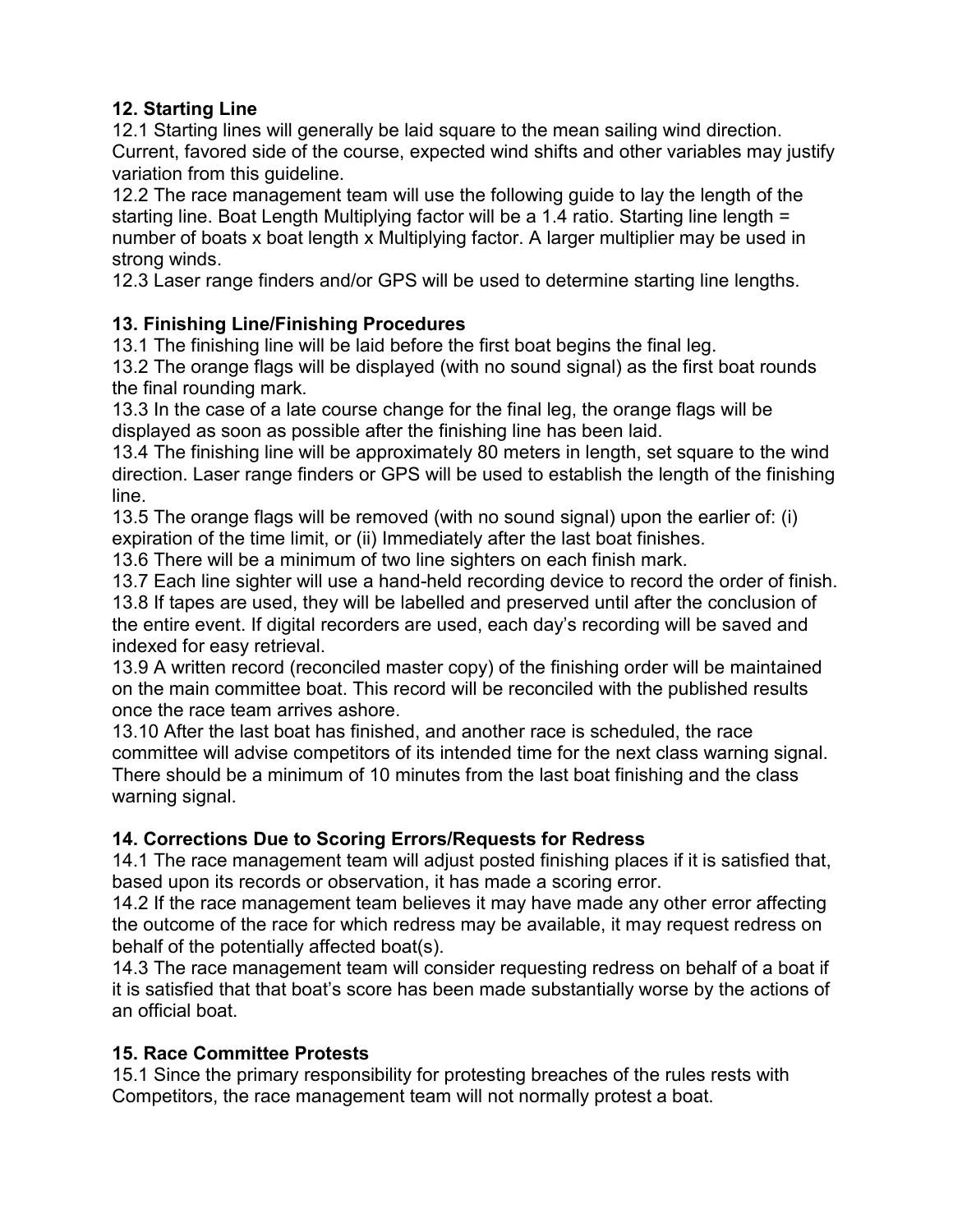**12. Starting Line**

12.1 Starting lines will generally be laid square to the mean sailing wind direction. Current, favored side of the course, expected wind shifts and other variables may justify variation from this guideline.

12.2 The race management team will use the following guide to lay the length of the starting line. Boat Length Multiplying factor will be a 1.4 ratio. Starting line length = number of boats x boat length x Multiplying factor. A larger multiplier may be used in strong winds.

12.3 Laser range finders and/or GPS will be used to determine starting line lengths.

**13. Finishing Line/Finishing Procedures**

13.1 The finishing line will be laid before the first boat begins the final leg.

13.2 The orange flags will be displayed (with no sound signal) as the first boat rounds the final rounding mark.

13.3 In the case of a late course change for the final leg, the orange flags will be displayed as soon as possible after the finishing line has been laid.

13.4 The finishing line will be approximately 80 meters in length, set square to the wind direction. Laser range finders or GPS will be used to establish the length of the finishing line.

13.5 The orange flags will be removed (with no sound signal) upon the earlier of: (i) expiration of the time limit, or (ii) Immediately after the last boat finishes.

13.6 There will be a minimum of two line sighters on each finish mark.

13.7 Each line sighter will use a hand-held recording device to record the order of finish.

13.8 If tapes are used, they will be labelled and preserved until after the conclusion of the entire event. If digital recorders are used, each day's recording will be saved and indexed for easy retrieval.

13.9 A written record (reconciled master copy) of the finishing order will be maintained on the main committee boat. This record will be reconciled with the published results once the race team arrives ashore.

13.10 After the last boat has finished, and another race is scheduled, the race committee will advise competitors of its intended time for the next class warning signal. There should be a minimum of 10 minutes from the last boat finishing and the class warning signal.

**14. Corrections Due to Scoring Errors/Requests for Redress**

14.1 The race management team will adjust posted finishing places if it is satisfied that, based upon its records or observation, it has made a scoring error.

14.2 If the race management team believes it may have made any other error affecting the outcome of the race for which redress may be available, it may request redress on behalf of the potentially affected boat(s).

14.3 The race management team will consider requesting redress on behalf of a boat if it is satisfied that that boat's score has been made substantially worse by the actions of an official boat.

**15. Race Committee Protests**

15.1 Since the primary responsibility for protesting breaches of the rules rests with Competitors, the race management team will not normally protest a boat.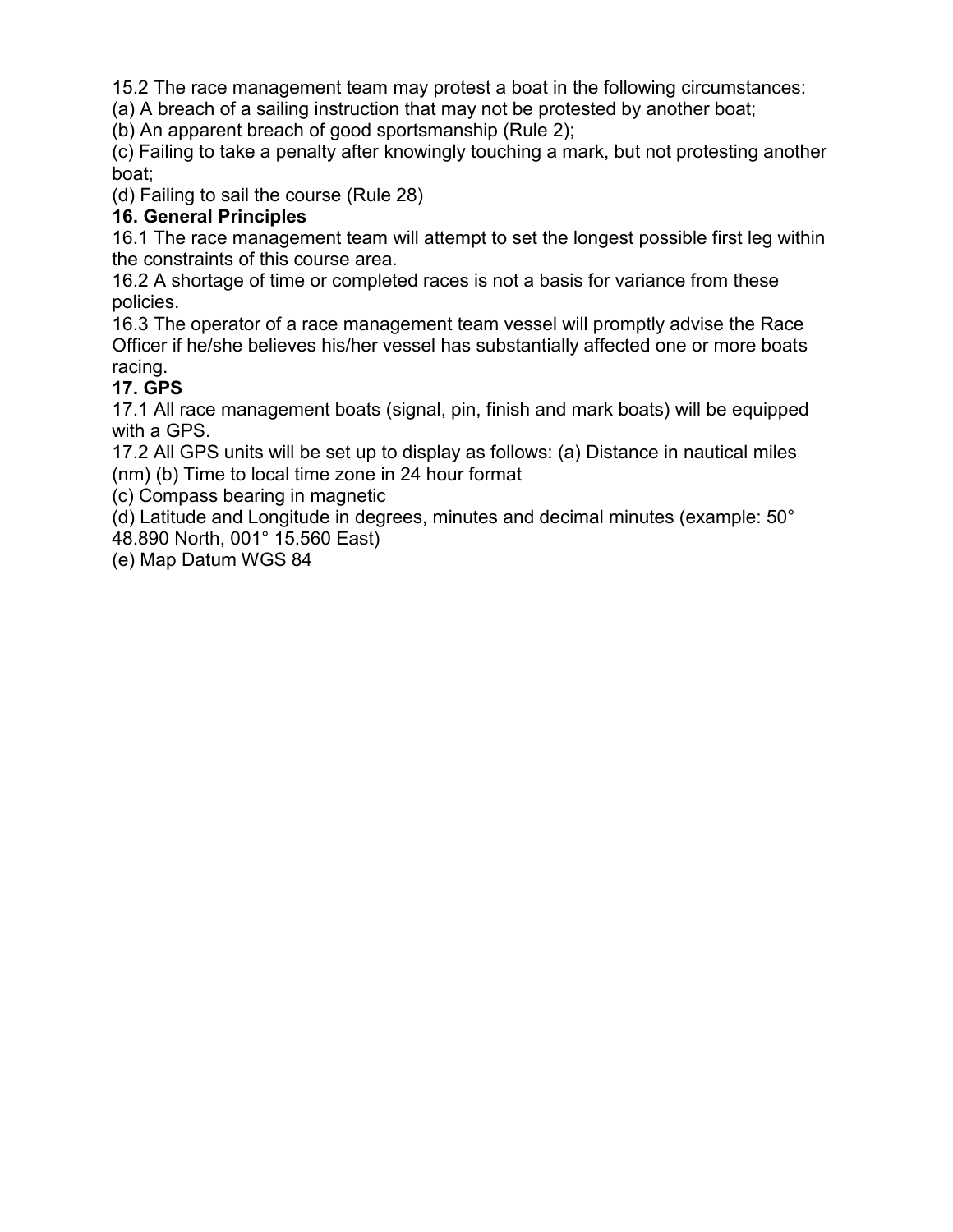15.2 The race management team may protest a boat in the following circumstances:
(a) A breach of a sailing instruction that may not be protested by another boat;
(b) An apparent breach of good sportsmanship (Rule 2);
(c) Failing to take a penalty after knowingly touching a mark, but not protesting another boat;
(d) Failing to sail the course (Rule 28)

**16. General Principles**

16.1 The race management team will attempt to set the longest possible first leg within the constraints of this course area.

16.2 A shortage of time or completed races is not a basis for variance from these policies.

16.3 The operator of a race management team vessel will promptly advise the Race Officer if he/she believes his/her vessel has substantially affected one or more boats racing.

**17. GPS**

17.1 All race management boats (signal, pin, finish and mark boats) will be equipped with a GPS.

17.2 All GPS units will be set up to display as follows: (a) Distance in nautical miles (nm) (b) Time to local time zone in 24 hour format
(c) Compass bearing in magnetic
(d) Latitude and Longitude in degrees, minutes and decimal minutes (example: 50° 48.890 North, 001° 15.560 East)
(e) Map Datum WGS 84